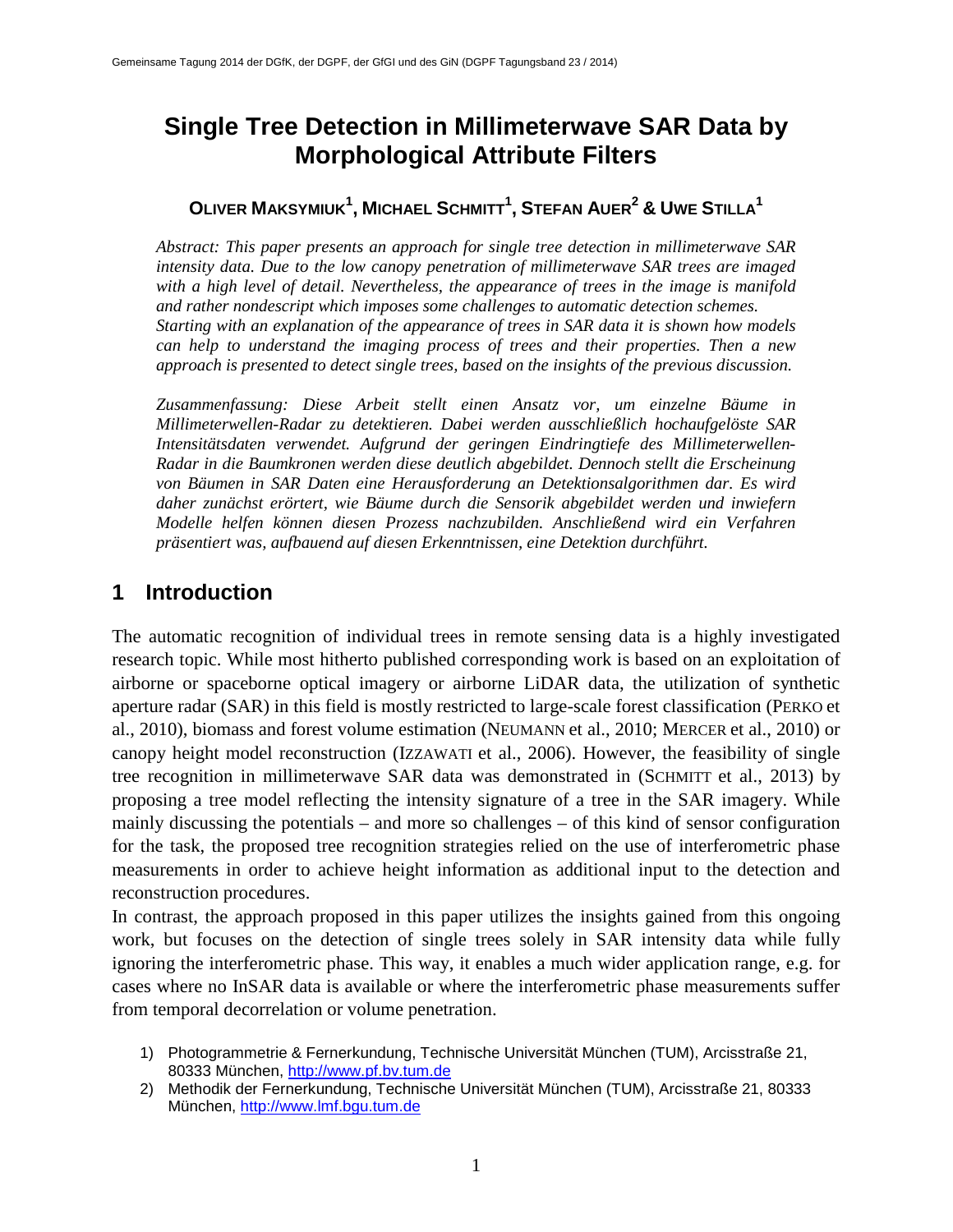# Single Tree Detection in Millimeterwave SAR Data by Morphological Attribute Filters

**OLIVER MAKSYMIUK[1], MICHAEL SCHMITT[1], STEFAN AUER[2] & UWE STILLA[1]**

*Abstract: This paper presents an approach for single tree detection in millimeterwave SAR intensity data. Due to the low canopy penetration of millimeterwave SAR trees are imaged with a high level of detail. Nevertheless, the appearance of trees in the image is manifold and rather nondescript which imposes some challenges to automatic detection schemes. Starting with an explanation of the appearance of trees in SAR data it is shown how models can help to understand the imaging process of trees and their properties. Then a new approach is presented to detect single trees, based on the insights of the previous discussion.*

*Zusammenfassung: Diese Arbeit stellt einen Ansatz vor, um einzelne Bäume in Millimeterwellen-Radar zu detektieren. Dabei werden ausschließlich hochaufgelöste SAR Intensitätsdaten verwendet. Aufgrund der geringen Eindringtiefe des Millimeterwellen-Radar in die Baumkronen werden diese deutlich abgebildet. Dennoch stellt die Erscheinung von Bäumen in SAR Daten eine Herausforderung an Detektionsalgorithmen dar. Es wird daher zunächst erörtert, wie Bäume durch die Sensorik abgebildet werden und inwiefern Modelle helfen können diesen Prozess nachzubilden. Anschließend wird ein Verfahren präsentiert was, aufbauend auf diesen Erkenntnissen, eine Detektion durchführt.*

## 1 Introduction

The automatic recognition of individual trees in remote sensing data is a highly investigated research topic. While most hitherto published corresponding work is based on an exploitation of airborne or spaceborne optical imagery or airborne LiDAR data, the utilization of synthetic aperture radar (SAR) in this field is mostly restricted to large-scale forest classification (PERKO et al., 2010), biomass and forest volume estimation (NEUMANN et al., 2010; MERCER et al., 2010) or canopy height model reconstruction (IZZAWATI et al., 2006). However, the feasibility of single tree recognition in millimeterwave SAR data was demonstrated in (SCHMITT et al., 2013) by proposing a tree model reflecting the intensity signature of a tree in the SAR imagery. While mainly discussing the potentials – and more so challenges – of this kind of sensor configuration for the task, the proposed tree recognition strategies relied on the use of interferometric phase measurements in order to achieve height information as additional input to the detection and reconstruction procedures.

In contrast, the approach proposed in this paper utilizes the insights gained from this ongoing work, but focuses on the detection of single trees solely in SAR intensity data while fully ignoring the interferometric phase. This way, it enables a much wider application range, e.g. for cases where no InSAR data is available or where the interferometric phase measurements suffer from temporal decorrelation or volume penetration.

1) Photogrammetrie & Fernerkundung, Technische Universität München (TUM), Arcisstraße 21, 80333 München, http://www.pf.bv.tum.de
2) Methodik der Fernerkundung, Technische Universität München (TUM), Arcisstraße 21, 80333 München, http://www.lmf.bgu.tum.de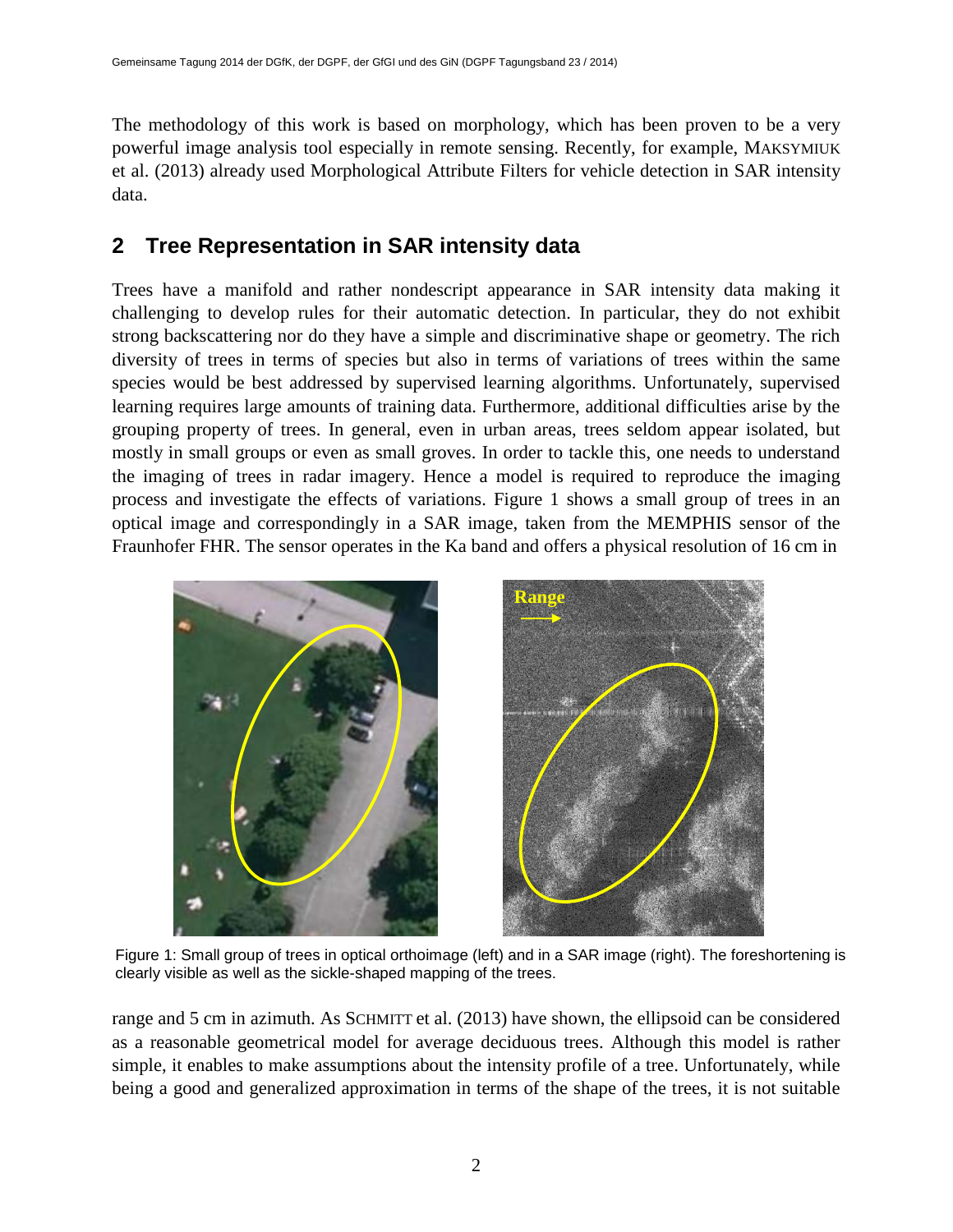The methodology of this work is based on morphology, which has been proven to be a very powerful image analysis tool especially in remote sensing. Recently, for example, MAKSYMIUK et al. (2013) already used Morphological Attribute Filters for vehicle detection in SAR intensity data.

## 2 Tree Representation in SAR intensity data

Trees have a manifold and rather nondescript appearance in SAR intensity data making it challenging to develop rules for their automatic detection. In particular, they do not exhibit strong backscattering nor do they have a simple and discriminative shape or geometry. The rich diversity of trees in terms of species but also in terms of variations of trees within the same species would be best addressed by supervised learning algorithms. Unfortunately, supervised learning requires large amounts of training data. Furthermore, additional difficulties arise by the grouping property of trees. In general, even in urban areas, trees seldom appear isolated, but mostly in small groups or even as small groves. In order to tackle this, one needs to understand the imaging of trees in radar imagery. Hence a model is required to reproduce the imaging process and investigate the effects of variations. Figure 1 shows a small group of trees in an optical image and correspondingly in a SAR image, taken from the MEMPHIS sensor of the Fraunhofer FHR. The sensor operates in the Ka band and offers a physical resolution of 16 cm in range and 5 cm in azimuth. As SCHMITT et al. (2013) have shown, the ellipsoid can be considered as a reasonable geometrical model for average deciduous trees. Although this model is rather simple, it enables to make assumptions about the intensity profile of a tree. Unfortunately, while being a good and generalized approximation in terms of the shape of the trees, it is not suitable

Figure 1: Small group of trees in optical orthoimage (left) and in a SAR image (right). The foreshortening is clearly visible as well as the sickle-shaped mapping of the trees.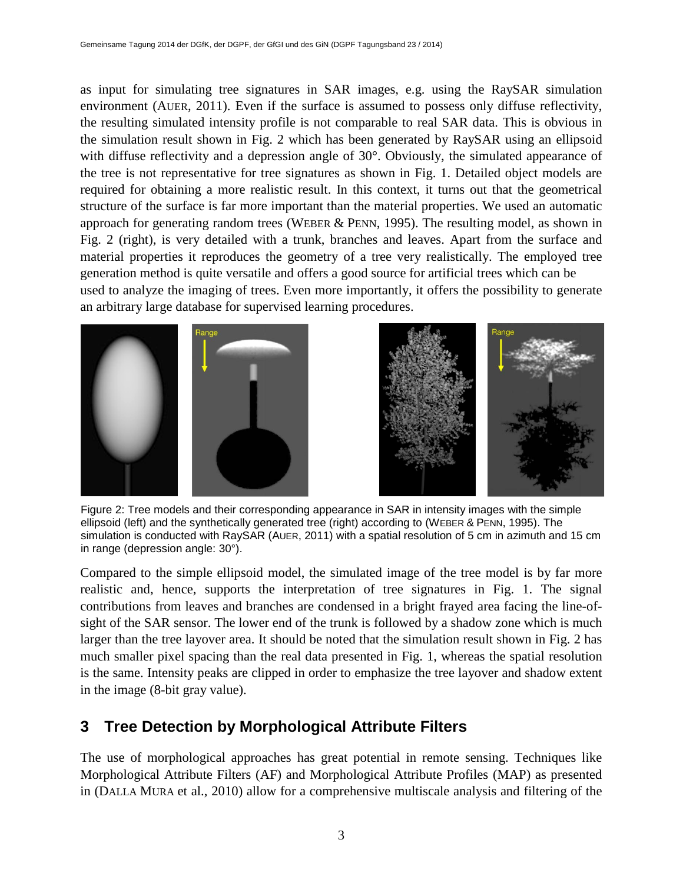as input for simulating tree signatures in SAR images, e.g. using the RaySAR simulation environment (AUER, 2011). Even if the surface is assumed to possess only diffuse reflectivity, the resulting simulated intensity profile is not comparable to real SAR data. This is obvious in the simulation result shown in Fig. 2 which has been generated by RaySAR using an ellipsoid with diffuse reflectivity and a depression angle of 30°. Obviously, the simulated appearance of the tree is not representative for tree signatures as shown in Fig. 1. Detailed object models are required for obtaining a more realistic result. In this context, it turns out that the geometrical structure of the surface is far more important than the material properties. We used an automatic approach for generating random trees (WEBER & PENN, 1995). The resulting model, as shown in Fig. 2 (right), is very detailed with a trunk, branches and leaves. Apart from the surface and material properties it reproduces the geometry of a tree very realistically. The employed tree generation method is quite versatile and offers a good source for artificial trees which can be used to analyze the imaging of trees. Even more importantly, it offers the possibility to generate an arbitrary large database for supervised learning procedures.

Figure 2: Tree models and their corresponding appearance in SAR in intensity images with the simple ellipsoid (left) and the synthetically generated tree (right) according to (WEBER & PENN, 1995). The simulation is conducted with RaySAR (AUER, 2011) with a spatial resolution of 5 cm in azimuth and 15 cm in range (depression angle: 30°).

Compared to the simple ellipsoid model, the simulated image of the tree model is by far more realistic and, hence, supports the interpretation of tree signatures in Fig. 1. The signal contributions from leaves and branches are condensed in a bright frayed area facing the line-of-sight of the SAR sensor. The lower end of the trunk is followed by a shadow zone which is much larger than the tree layover area. It should be noted that the simulation result shown in Fig. 2 has much smaller pixel spacing than the real data presented in Fig. 1, whereas the spatial resolution is the same. Intensity peaks are clipped in order to emphasize the tree layover and shadow extent in the image (8-bit gray value).

## 3 Tree Detection by Morphological Attribute Filters

The use of morphological approaches has great potential in remote sensing. Techniques like Morphological Attribute Filters (AF) and Morphological Attribute Profiles (MAP) as presented in (DALLA MURA et al., 2010) allow for a comprehensive multiscale analysis and filtering of the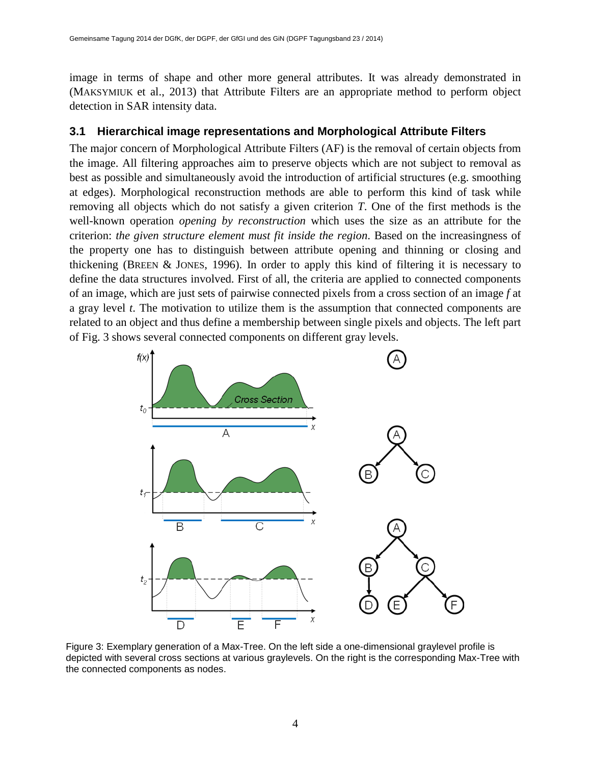image in terms of shape and other more general attributes. It was already demonstrated in (MAKSYMIUK et al., 2013) that Attribute Filters are an appropriate method to perform object detection in SAR intensity data.

### 3.1 Hierarchical image representations and Morphological Attribute Filters

The major concern of Morphological Attribute Filters (AF) is the removal of certain objects from the image. All filtering approaches aim to preserve objects which are not subject to removal as best as possible and simultaneously avoid the introduction of artificial structures (e.g. smoothing at edges). Morphological reconstruction methods are able to perform this kind of task while removing all objects which do not satisfy a given criterion $T$. One of the first methods is the well-known operation *opening by reconstruction* which uses the size as an attribute for the criterion: *the given structure element must fit inside the region*. Based on the increasingness of the property one has to distinguish between attribute opening and thinning or closing and thickening (BREEN & JONES, 1996). In order to apply this kind of filtering it is necessary to define the data structures involved. First of all, the criteria are applied to connected components of an image, which are just sets of pairwise connected pixels from a cross section of an image $f$ at a gray level $t$. The motivation to utilize them is the assumption that connected components are related to an object and thus define a membership between single pixels and objects. The left part of Fig. 3 shows several connected components on different gray levels.

Figure 3: Exemplary generation of a Max-Tree. On the left side a one-dimensional graylevel profile is depicted with several cross sections at various graylevels. On the right is the corresponding Max-Tree with the connected components as nodes.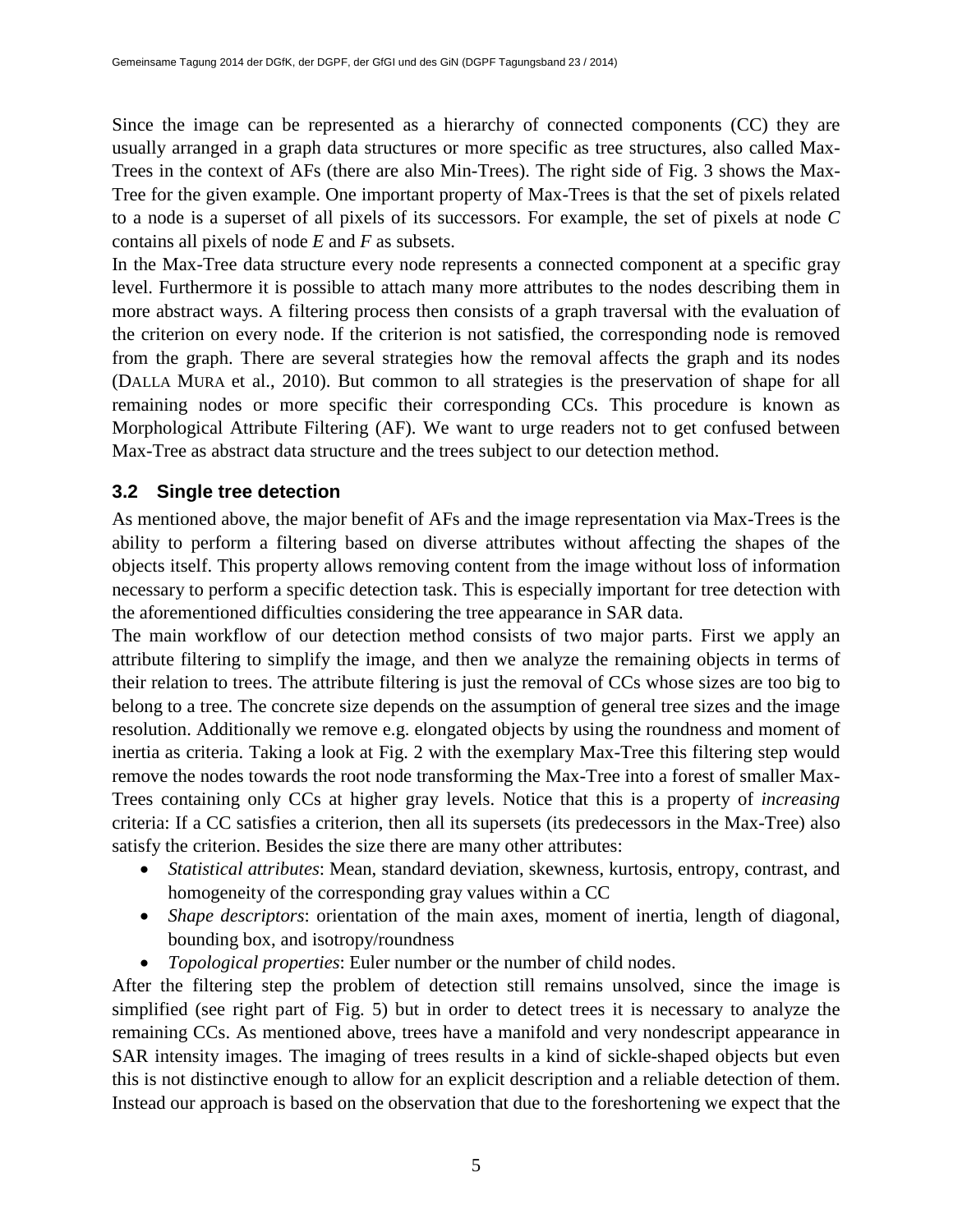Since the image can be represented as a hierarchy of connected components (CC) they are usually arranged in a graph data structures or more specific as tree structures, also called Max-Trees in the context of AFs (there are also Min-Trees). The right side of Fig. 3 shows the Max-Tree for the given example. One important property of Max-Trees is that the set of pixels related to a node is a superset of all pixels of its successors. For example, the set of pixels at node *C* contains all pixels of node *E* and *F* as subsets.

In the Max-Tree data structure every node represents a connected component at a specific gray level. Furthermore it is possible to attach many more attributes to the nodes describing them in more abstract ways. A filtering process then consists of a graph traversal with the evaluation of the criterion on every node. If the criterion is not satisfied, the corresponding node is removed from the graph. There are several strategies how the removal affects the graph and its nodes (DALLA MURA et al., 2010). But common to all strategies is the preservation of shape for all remaining nodes or more specific their corresponding CCs. This procedure is known as Morphological Attribute Filtering (AF). We want to urge readers not to get confused between Max-Tree as abstract data structure and the trees subject to our detection method.

### 3.2 Single tree detection

As mentioned above, the major benefit of AFs and the image representation via Max-Trees is the ability to perform a filtering based on diverse attributes without affecting the shapes of the objects itself. This property allows removing content from the image without loss of information necessary to perform a specific detection task. This is especially important for tree detection with the aforementioned difficulties considering the tree appearance in SAR data.

The main workflow of our detection method consists of two major parts. First we apply an attribute filtering to simplify the image, and then we analyze the remaining objects in terms of their relation to trees. The attribute filtering is just the removal of CCs whose sizes are too big to belong to a tree. The concrete size depends on the assumption of general tree sizes and the image resolution. Additionally we remove e.g. elongated objects by using the roundness and moment of inertia as criteria. Taking a look at Fig. 2 with the exemplary Max-Tree this filtering step would remove the nodes towards the root node transforming the Max-Tree into a forest of smaller Max-Trees containing only CCs at higher gray levels. Notice that this is a property of *increasing* criteria: If a CC satisfies a criterion, then all its supersets (its predecessors in the Max-Tree) also satisfy the criterion. Besides the size there are many other attributes:

- *Statistical attributes*: Mean, standard deviation, skewness, kurtosis, entropy, contrast, and homogeneity of the corresponding gray values within a CC
- *Shape descriptors*: orientation of the main axes, moment of inertia, length of diagonal, bounding box, and isotropy/roundness
- *Topological properties*: Euler number or the number of child nodes.

After the filtering step the problem of detection still remains unsolved, since the image is simplified (see right part of Fig. 5) but in order to detect trees it is necessary to analyze the remaining CCs. As mentioned above, trees have a manifold and very nondescript appearance in SAR intensity images. The imaging of trees results in a kind of sickle-shaped objects but even this is not distinctive enough to allow for an explicit description and a reliable detection of them. Instead our approach is based on the observation that due to the foreshortening we expect that the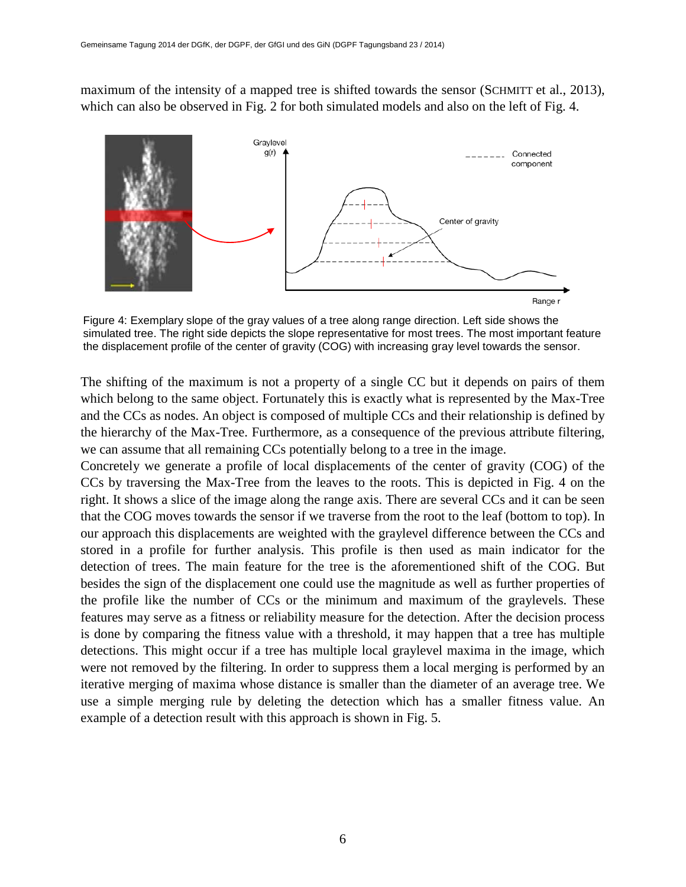maximum of the intensity of a mapped tree is shifted towards the sensor (SCHMITT et al., 2013), which can also be observed in Fig. 2 for both simulated models and also on the left of Fig. 4.

Figure 4: Exemplary slope of the gray values of a tree along range direction. Left side shows the simulated tree. The right side depicts the slope representative for most trees. The most important feature the displacement profile of the center of gravity (COG) with increasing gray level towards the sensor.

The shifting of the maximum is not a property of a single CC but it depends on pairs of them which belong to the same object. Fortunately this is exactly what is represented by the Max-Tree and the CCs as nodes. An object is composed of multiple CCs and their relationship is defined by the hierarchy of the Max-Tree. Furthermore, as a consequence of the previous attribute filtering, we can assume that all remaining CCs potentially belong to a tree in the image.
Concretely we generate a profile of local displacements of the center of gravity (COG) of the CCs by traversing the Max-Tree from the leaves to the roots. This is depicted in Fig. 4 on the right. It shows a slice of the image along the range axis. There are several CCs and it can be seen that the COG moves towards the sensor if we traverse from the root to the leaf (bottom to top). In our approach this displacements are weighted with the graylevel difference between the CCs and stored in a profile for further analysis. This profile is then used as main indicator for the detection of trees. The main feature for the tree is the aforementioned shift of the COG. But besides the sign of the displacement one could use the magnitude as well as further properties of the profile like the number of CCs or the minimum and maximum of the graylevels. These features may serve as a fitness or reliability measure for the detection. After the decision process is done by comparing the fitness value with a threshold, it may happen that a tree has multiple detections. This might occur if a tree has multiple local graylevel maxima in the image, which were not removed by the filtering. In order to suppress them a local merging is performed by an iterative merging of maxima whose distance is smaller than the diameter of an average tree. We use a simple merging rule by deleting the detection which has a smaller fitness value. An example of a detection result with this approach is shown in Fig. 5.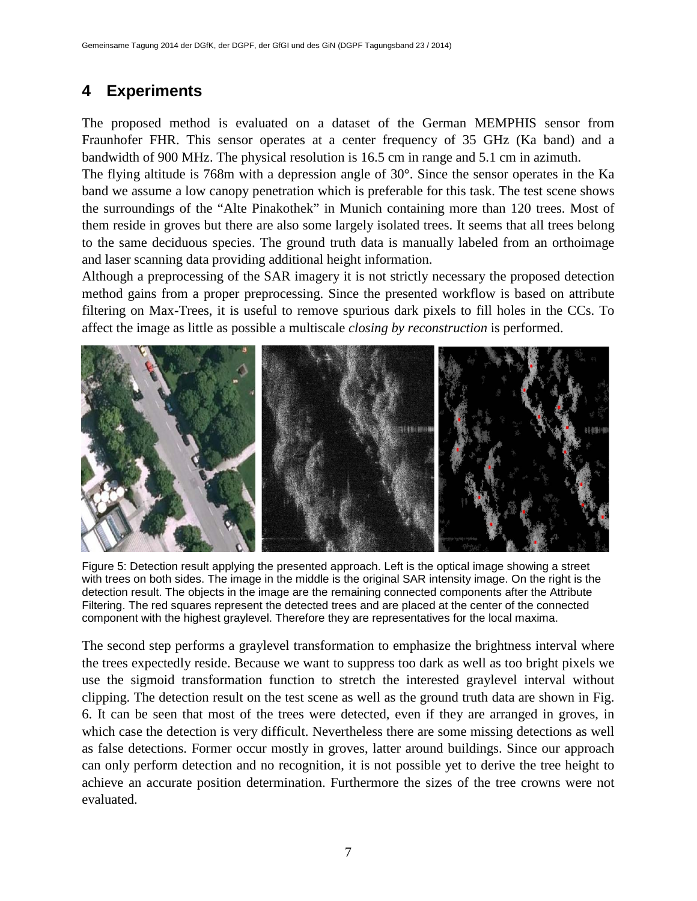## 4 Experiments

The proposed method is evaluated on a dataset of the German MEMPHIS sensor from Fraunhofer FHR. This sensor operates at a center frequency of 35 GHz (Ka band) and a bandwidth of 900 MHz. The physical resolution is 16.5 cm in range and 5.1 cm in azimuth.

The flying altitude is 768m with a depression angle of 30°. Since the sensor operates in the Ka band we assume a low canopy penetration which is preferable for this task. The test scene shows the surroundings of the "Alte Pinakothek" in Munich containing more than 120 trees. Most of them reside in groves but there are also some largely isolated trees. It seems that all trees belong to the same deciduous species. The ground truth data is manually labeled from an orthoimage and laser scanning data providing additional height information.

Although a preprocessing of the SAR imagery it is not strictly necessary the proposed detection method gains from a proper preprocessing. Since the presented workflow is based on attribute filtering on Max-Trees, it is useful to remove spurious dark pixels to fill holes in the CCs. To affect the image as little as possible a multiscale *closing by reconstruction* is performed.

Figure 5: Detection result applying the presented approach. Left is the optical image showing a street with trees on both sides. The image in the middle is the original SAR intensity image. On the right is the detection result. The objects in the image are the remaining connected components after the Attribute Filtering. The red squares represent the detected trees and are placed at the center of the connected component with the highest graylevel. Therefore they are representatives for the local maxima.

The second step performs a graylevel transformation to emphasize the brightness interval where the trees expectedly reside. Because we want to suppress too dark as well as too bright pixels we use the sigmoid transformation function to stretch the interested graylevel interval without clipping. The detection result on the test scene as well as the ground truth data are shown in Fig. 6. It can be seen that most of the trees were detected, even if they are arranged in groves, in which case the detection is very difficult. Nevertheless there are some missing detections as well as false detections. Former occur mostly in groves, latter around buildings. Since our approach can only perform detection and no recognition, it is not possible yet to derive the tree height to achieve an accurate position determination. Furthermore the sizes of the tree crowns were not evaluated.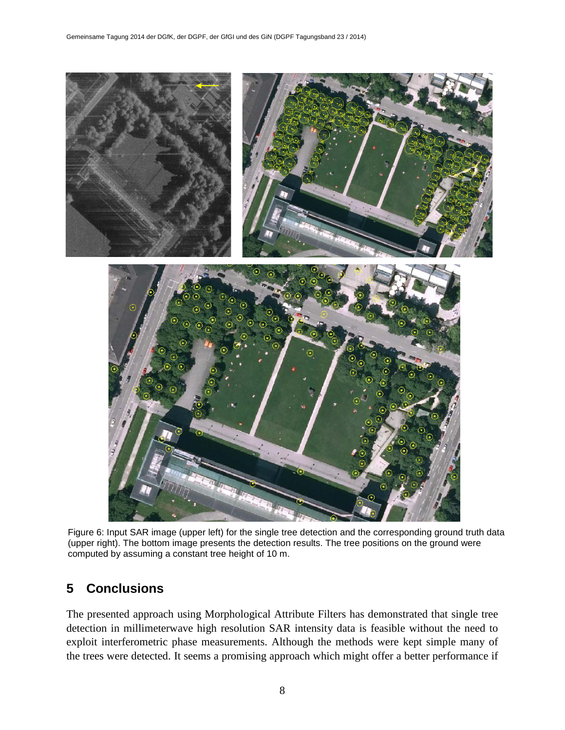Figure 6: Input SAR image (upper left) for the single tree detection and the corresponding ground truth data (upper right). The bottom image presents the detection results. The tree positions on the ground were computed by assuming a constant tree height of 10 m.

## 5 Conclusions

The presented approach using Morphological Attribute Filters has demonstrated that single tree detection in millimeterwave high resolution SAR intensity data is feasible without the need to exploit interferometric phase measurements. Although the methods were kept simple many of the trees were detected. It seems a promising approach which might offer a better performance if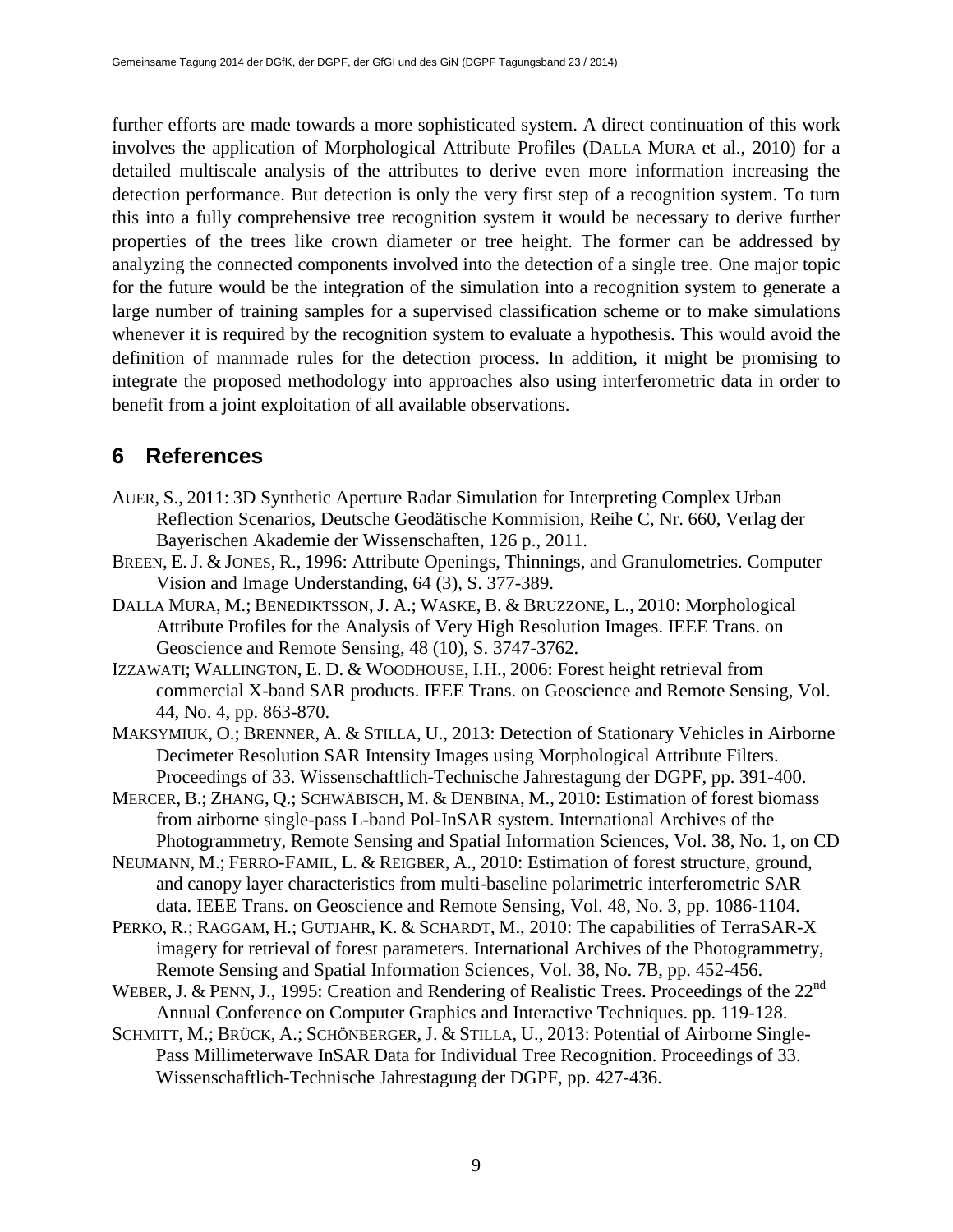further efforts are made towards a more sophisticated system. A direct continuation of this work involves the application of Morphological Attribute Profiles (DALLA MURA et al., 2010) for a detailed multiscale analysis of the attributes to derive even more information increasing the detection performance. But detection is only the very first step of a recognition system. To turn this into a fully comprehensive tree recognition system it would be necessary to derive further properties of the trees like crown diameter or tree height. The former can be addressed by analyzing the connected components involved into the detection of a single tree. One major topic for the future would be the integration of the simulation into a recognition system to generate a large number of training samples for a supervised classification scheme or to make simulations whenever it is required by the recognition system to evaluate a hypothesis. This would avoid the definition of manmade rules for the detection process. In addition, it might be promising to integrate the proposed methodology into approaches also using interferometric data in order to benefit from a joint exploitation of all available observations.

## 6 References

AUER, S., 2011: 3D Synthetic Aperture Radar Simulation for Interpreting Complex Urban Reflection Scenarios, Deutsche Geodätische Kommision, Reihe C, Nr. 660, Verlag der Bayerischen Akademie der Wissenschaften, 126 p., 2011.

BREEN, E. J. & JONES, R., 1996: Attribute Openings, Thinnings, and Granulometries. Computer Vision and Image Understanding, 64 (3), S. 377-389.

DALLA MURA, M.; BENEDIKTSSON, J. A.; WASKE, B. & BRUZZONE, L., 2010: Morphological Attribute Profiles for the Analysis of Very High Resolution Images. IEEE Trans. on Geoscience and Remote Sensing, 48 (10), S. 3747-3762.

IZZAWATI; WALLINGTON, E. D. & WOODHOUSE, I.H., 2006: Forest height retrieval from commercial X-band SAR products. IEEE Trans. on Geoscience and Remote Sensing, Vol. 44, No. 4, pp. 863-870.

MAKSYMIUK, O.; BRENNER, A. & STILLA, U., 2013: Detection of Stationary Vehicles in Airborne Decimeter Resolution SAR Intensity Images using Morphological Attribute Filters. Proceedings of 33. Wissenschaftlich-Technische Jahrestagung der DGPF, pp. 391-400.

MERCER, B.; ZHANG, Q.; SCHWÄBISCH, M. & DENBINA, M., 2010: Estimation of forest biomass from airborne single-pass L-band Pol-InSAR system. International Archives of the Photogrammetry, Remote Sensing and Spatial Information Sciences, Vol. 38, No. 1, on CD

NEUMANN, M.; FERRO-FAMIL, L. & REIGBER, A., 2010: Estimation of forest structure, ground, and canopy layer characteristics from multi-baseline polarimetric interferometric SAR data. IEEE Trans. on Geoscience and Remote Sensing, Vol. 48, No. 3, pp. 1086-1104.

PERKO, R.; RAGGAM, H.; GUTJAHR, K. & SCHARDT, M., 2010: The capabilities of TerraSAR-X imagery for retrieval of forest parameters. International Archives of the Photogrammetry, Remote Sensing and Spatial Information Sciences, Vol. 38, No. 7B, pp. 452-456.

WEBER, J. & PENN, J., 1995: Creation and Rendering of Realistic Trees. Proceedings of the 22nd Annual Conference on Computer Graphics and Interactive Techniques. pp. 119-128.

SCHMITT, M.; BRÜCK, A.; SCHÖNBERGER, J. & STILLA, U., 2013: Potential of Airborne Single-Pass Millimeterwave InSAR Data for Individual Tree Recognition. Proceedings of 33. Wissenschaftlich-Technische Jahrestagung der DGPF, pp. 427-436.